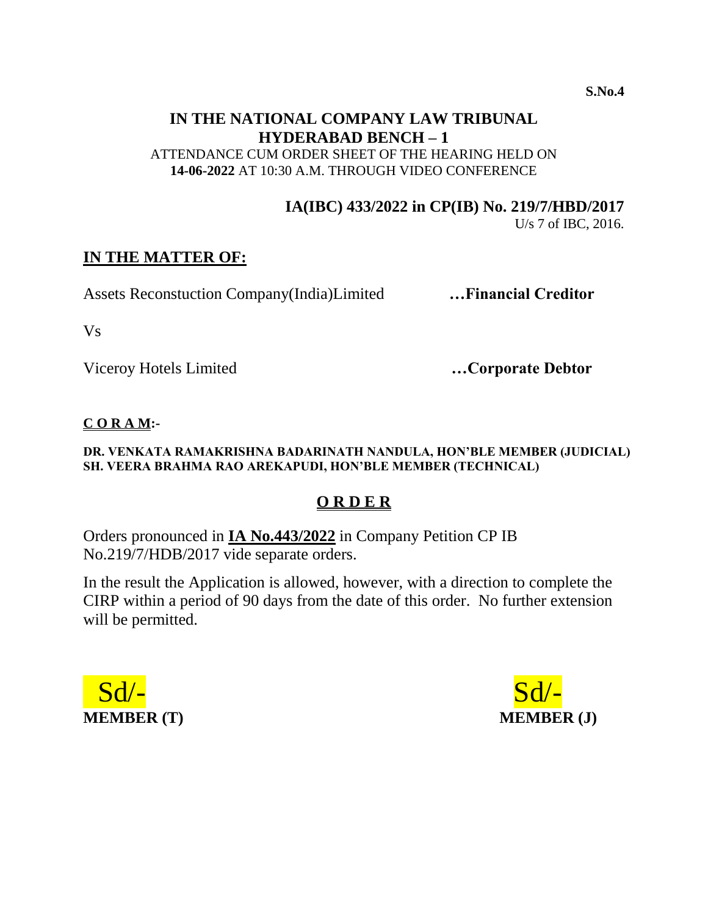S.No.4

# IN THE NATIONAL COMPANY LAW TRIBUNAL
## HYDERABAD BENCH – 1

ATTENDANCE CUM ORDER SHEET OF THE HEARING HELD ON **14-06-2022** AT 10:30 A.M. THROUGH VIDEO CONFERENCE

**IA(IBC) 433/2022 in CP(IB) No. 219/7/HBD/2017**
U/s 7 of IBC, 2016.

**IN THE MATTER OF:**

Assets Reconstuction Company(India)Limited **…Financial Creditor**

Vs

Viceroy Hotels Limited **…Corporate Debtor**

**C O R A M:-**

**DR. VENKATA RAMAKRISHNA BADARINATH NANDULA, HON'BLE MEMBER (JUDICIAL)**
**SH. VEERA BRAHMA RAO AREKAPUDI, HON'BLE MEMBER (TECHNICAL)**

**O R D E R**

Orders pronounced in **IA No.443/2022** in Company Petition CP IB No.219/7/HDB/2017 vide separate orders.

In the result the Application is allowed, however, with a direction to complete the CIRP within a period of 90 days from the date of this order. No further extension will be permitted.

Sd/-
**MEMBER (T)**

Sd/-
**MEMBER (J)**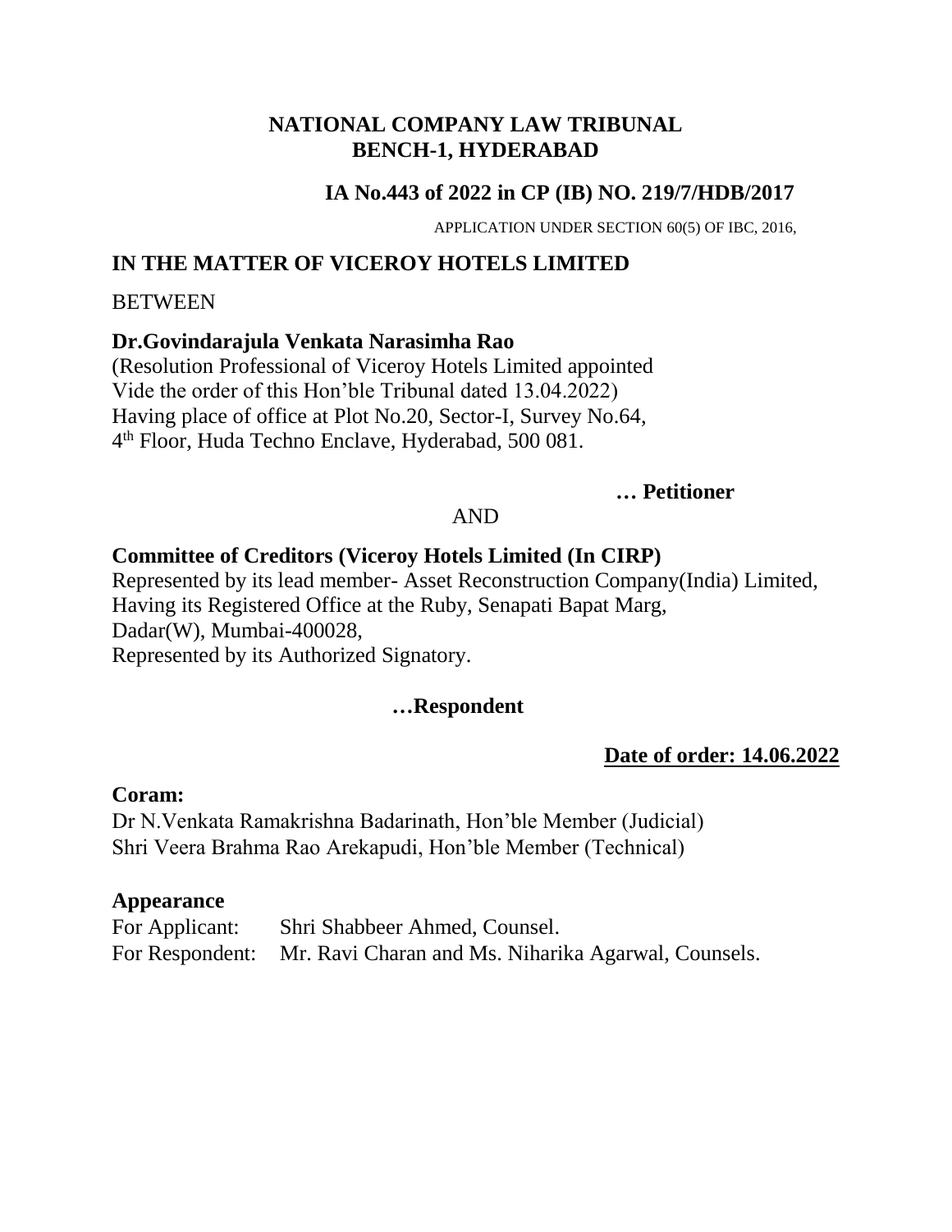## NATIONAL COMPANY LAW TRIBUNAL
## BENCH-1, HYDERABAD

### IA No.443 of 2022 in CP (IB) NO. 219/7/HDB/2017

APPLICATION UNDER SECTION 60(5) OF IBC, 2016,

### IN THE MATTER OF VICEROY HOTELS LIMITED

BETWEEN

**Dr.Govindarajula Venkata Narasimha Rao**
(Resolution Professional of Viceroy Hotels Limited appointed
Vide the order of this Hon'ble Tribunal dated 13.04.2022)
Having place of office at Plot No.20, Sector-I, Survey No.64,
4th Floor, Huda Techno Enclave, Hyderabad, 500 081.

**… Petitioner**

AND

**Committee of Creditors (Viceroy Hotels Limited (In CIRP)**
Represented by its lead member- Asset Reconstruction Company(India) Limited,
Having its Registered Office at the Ruby, Senapati Bapat Marg,
Dadar(W), Mumbai-400028,
Represented by its Authorized Signatory.

**…Respondent**

**Date of order: 14.06.2022**

**Coram:**
Dr N.Venkata Ramakrishna Badarinath, Hon'ble Member (Judicial)
Shri Veera Brahma Rao Arekapudi, Hon'ble Member (Technical)

**Appearance**
For Applicant: Shri Shabbeer Ahmed, Counsel.
For Respondent: Mr. Ravi Charan and Ms. Niharika Agarwal, Counsels.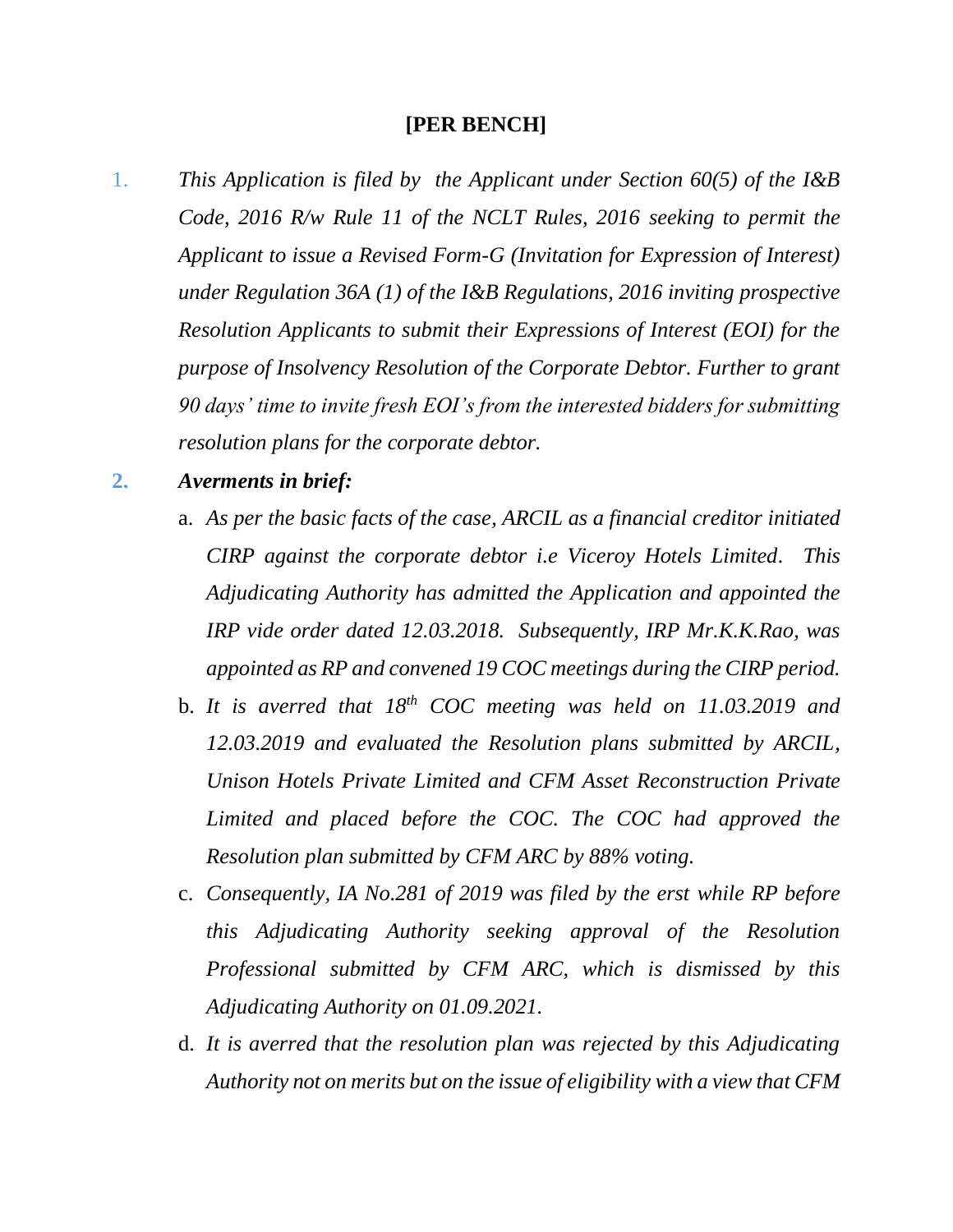**[PER BENCH]**

1. *This Application is filed by the Applicant under Section 60(5) of the I&B Code, 2016 R/w Rule 11 of the NCLT Rules, 2016 seeking to permit the Applicant to issue a Revised Form-G (Invitation for Expression of Interest) under Regulation 36A (1) of the I&B Regulations, 2016 inviting prospective Resolution Applicants to submit their Expressions of Interest (EOI) for the purpose of Insolvency Resolution of the Corporate Debtor. Further to grant 90 days' time to invite fresh EOI's from the interested bidders for submitting resolution plans for the corporate debtor.*

2. ***Averments in brief:***

   a. *As per the basic facts of the case, ARCIL as a financial creditor initiated CIRP against the corporate debtor i.e Viceroy Hotels Limited. This Adjudicating Authority has admitted the Application and appointed the IRP vide order dated 12.03.2018. Subsequently, IRP Mr.K.K.Rao, was appointed as RP and convened 19 COC meetings during the CIRP period.*

   b. *It is averred that 18th COC meeting was held on 11.03.2019 and 12.03.2019 and evaluated the Resolution plans submitted by ARCIL, Unison Hotels Private Limited and CFM Asset Reconstruction Private Limited and placed before the COC. The COC had approved the Resolution plan submitted by CFM ARC by 88% voting.*

   c. *Consequently, IA No.281 of 2019 was filed by the erst while RP before this Adjudicating Authority seeking approval of the Resolution Professional submitted by CFM ARC, which is dismissed by this Adjudicating Authority on 01.09.2021.*

   d. *It is averred that the resolution plan was rejected by this Adjudicating Authority not on merits but on the issue of eligibility with a view that CFM*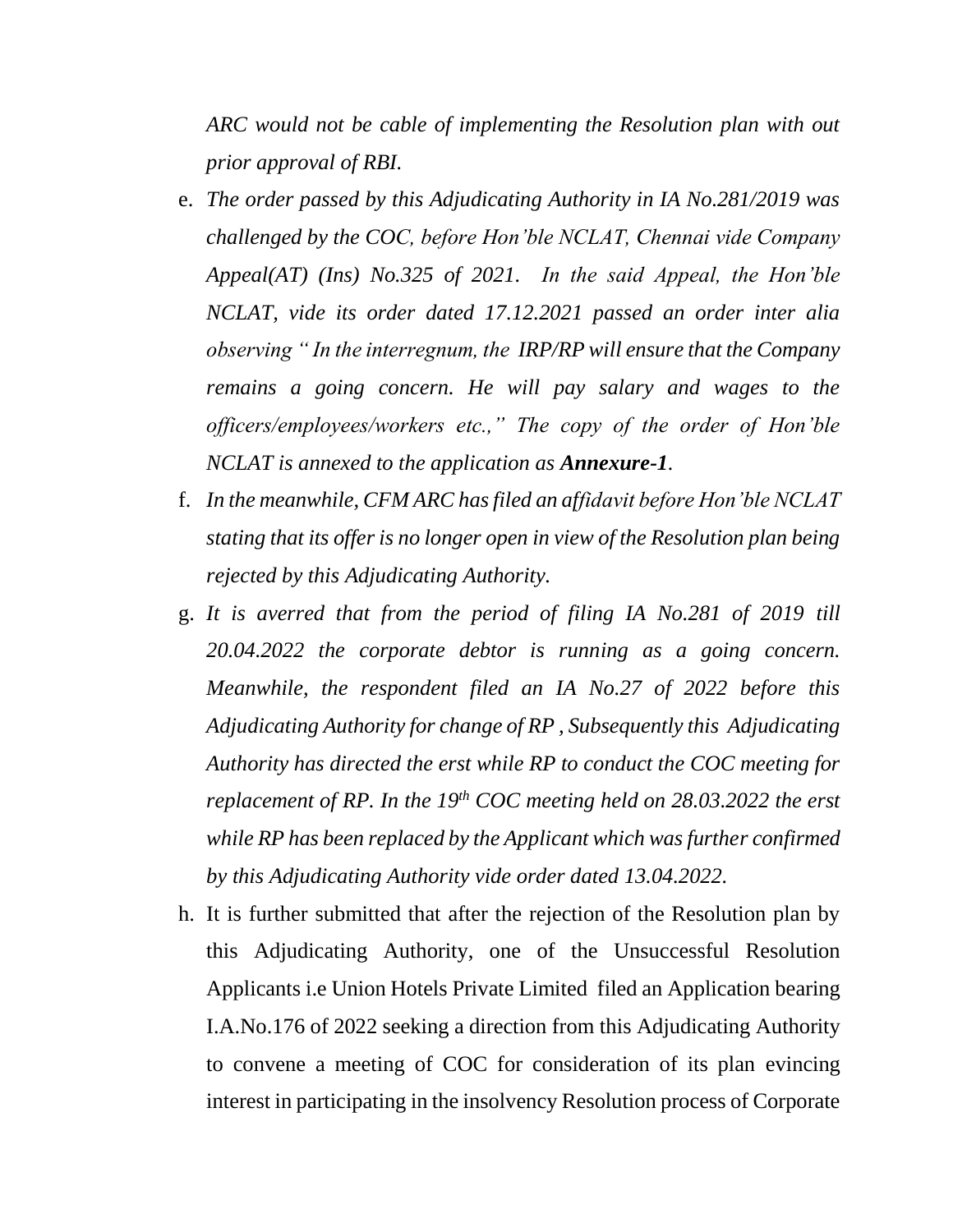*ARC would not be cable of implementing the Resolution plan with out prior approval of RBI.*

e. *The order passed by this Adjudicating Authority in IA No.281/2019 was challenged by the COC, before Hon'ble NCLAT, Chennai vide Company Appeal(AT) (Ins) No.325 of 2021. In the said Appeal, the Hon'ble NCLAT, vide its order dated 17.12.2021 passed an order inter alia observing " In the interregnum, the IRP/RP will ensure that the Company remains a going concern. He will pay salary and wages to the officers/employees/workers etc.," The copy of the order of Hon'ble NCLAT is annexed to the application as* ***Annexure-1****.*

f. *In the meanwhile, CFM ARC has filed an affidavit before Hon'ble NCLAT stating that its offer is no longer open in view of the Resolution plan being rejected by this Adjudicating Authority.*

g. *It is averred that from the period of filing IA No.281 of 2019 till 20.04.2022 the corporate debtor is running as a going concern. Meanwhile, the respondent filed an IA No.27 of 2022 before this Adjudicating Authority for change of RP , Subsequently this Adjudicating Authority has directed the erst while RP to conduct the COC meeting for replacement of RP. In the 19th COC meeting held on 28.03.2022 the erst while RP has been replaced by the Applicant which was further confirmed by this Adjudicating Authority vide order dated 13.04.2022.*

h. It is further submitted that after the rejection of the Resolution plan by this Adjudicating Authority, one of the Unsuccessful Resolution Applicants i.e Union Hotels Private Limited filed an Application bearing I.A.No.176 of 2022 seeking a direction from this Adjudicating Authority to convene a meeting of COC for consideration of its plan evincing interest in participating in the insolvency Resolution process of Corporate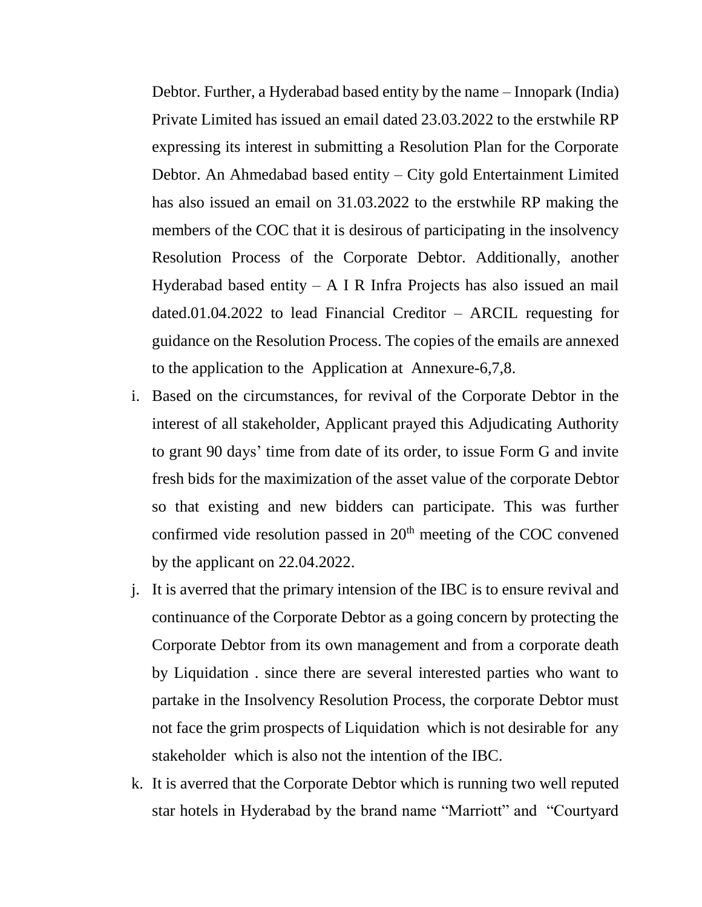Debtor. Further, a Hyderabad based entity by the name – Innopark (India) Private Limited has issued an email dated 23.03.2022 to the erstwhile RP expressing its interest in submitting a Resolution Plan for the Corporate Debtor. An Ahmedabad based entity – City gold Entertainment Limited has also issued an email on 31.03.2022 to the erstwhile RP making the members of the COC that it is desirous of participating in the insolvency Resolution Process of the Corporate Debtor. Additionally, another Hyderabad based entity – A I R Infra Projects has also issued an mail dated.01.04.2022 to lead Financial Creditor – ARCIL requesting for guidance on the Resolution Process. The copies of the emails are annexed to the application to the Application at Annexure-6,7,8.

i. Based on the circumstances, for revival of the Corporate Debtor in the interest of all stakeholder, Applicant prayed this Adjudicating Authority to grant 90 days' time from date of its order, to issue Form G and invite fresh bids for the maximization of the asset value of the corporate Debtor so that existing and new bidders can participate. This was further confirmed vide resolution passed in 20th meeting of the COC convened by the applicant on 22.04.2022.

j. It is averred that the primary intension of the IBC is to ensure revival and continuance of the Corporate Debtor as a going concern by protecting the Corporate Debtor from its own management and from a corporate death by Liquidation . since there are several interested parties who want to partake in the Insolvency Resolution Process, the corporate Debtor must not face the grim prospects of Liquidation which is not desirable for any stakeholder which is also not the intention of the IBC.

k. It is averred that the Corporate Debtor which is running two well reputed star hotels in Hyderabad by the brand name "Marriott" and "Courtyard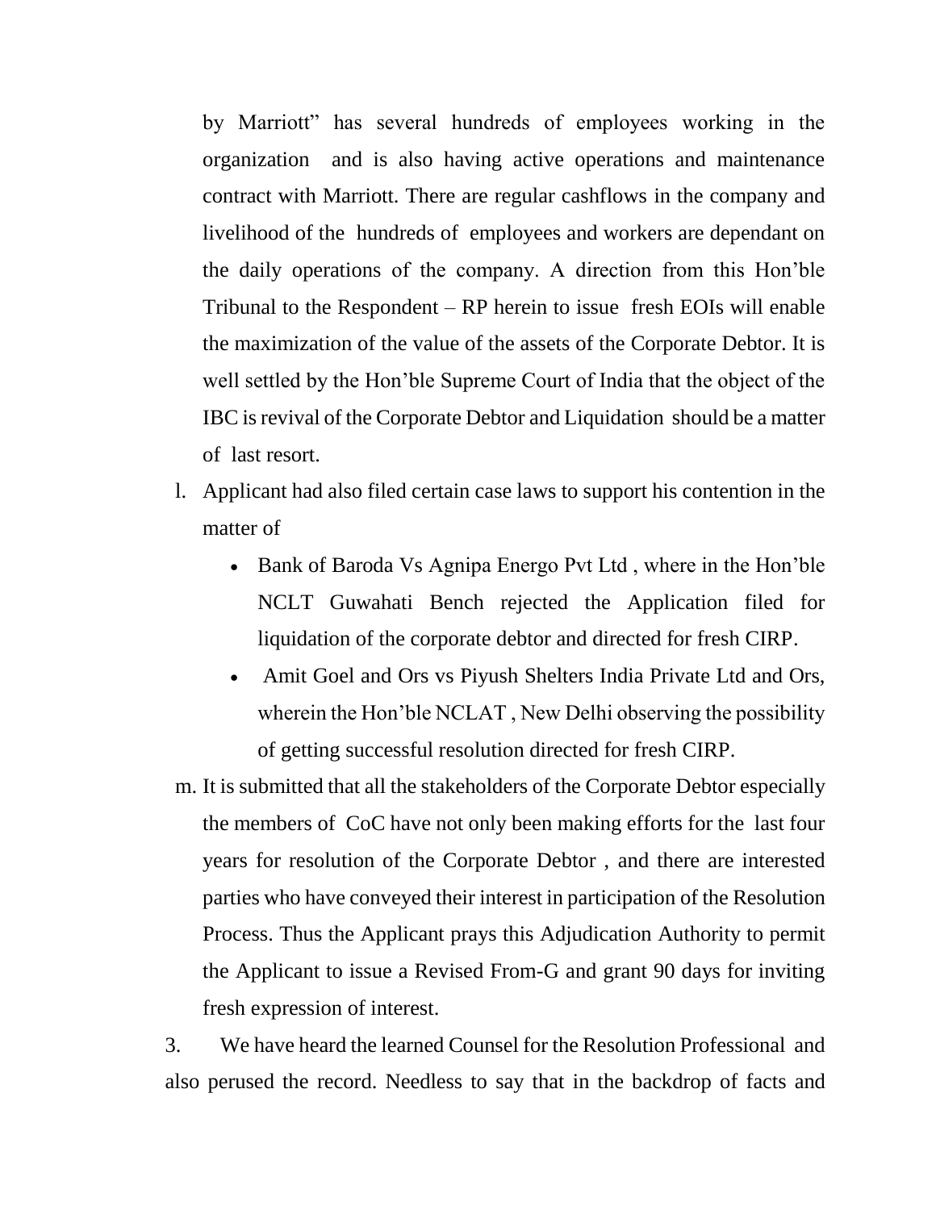by Marriott" has several hundreds of employees working in the organization and is also having active operations and maintenance contract with Marriott. There are regular cashflows in the company and livelihood of the hundreds of employees and workers are dependant on the daily operations of the company. A direction from this Hon'ble Tribunal to the Respondent – RP herein to issue fresh EOIs will enable the maximization of the value of the assets of the Corporate Debtor. It is well settled by the Hon'ble Supreme Court of India that the object of the IBC is revival of the Corporate Debtor and Liquidation should be a matter of last resort.

l. Applicant had also filed certain case laws to support his contention in the matter of

- Bank of Baroda Vs Agnipa Energo Pvt Ltd , where in the Hon'ble NCLT Guwahati Bench rejected the Application filed for liquidation of the corporate debtor and directed for fresh CIRP.
- Amit Goel and Ors vs Piyush Shelters India Private Ltd and Ors, wherein the Hon'ble NCLAT , New Delhi observing the possibility of getting successful resolution directed for fresh CIRP.

m. It is submitted that all the stakeholders of the Corporate Debtor especially the members of CoC have not only been making efforts for the last four years for resolution of the Corporate Debtor , and there are interested parties who have conveyed their interest in participation of the Resolution Process. Thus the Applicant prays this Adjudication Authority to permit the Applicant to issue a Revised From-G and grant 90 days for inviting fresh expression of interest.

3. We have heard the learned Counsel for the Resolution Professional and also perused the record. Needless to say that in the backdrop of facts and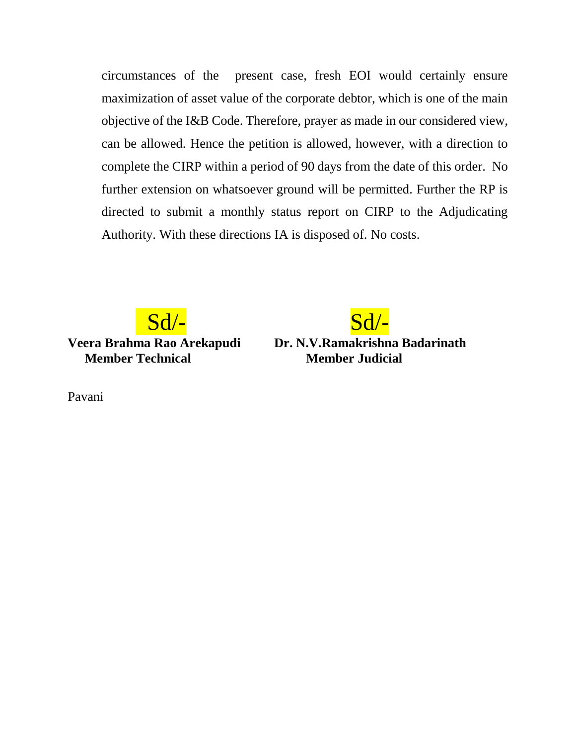circumstances of the present case, fresh EOI would certainly ensure maximization of asset value of the corporate debtor, which is one of the main objective of the I&B Code. Therefore, prayer as made in our considered view, can be allowed. Hence the petition is allowed, however, with a direction to complete the CIRP within a period of 90 days from the date of this order. No further extension on whatsoever ground will be permitted. Further the RP is directed to submit a monthly status report on CIRP to the Adjudicating Authority. With these directions IA is disposed of. No costs.

| | |
|---|---|
| Sd/- | Sd/- |
| **Veera Brahma Rao Arekapudi** | **Dr. N.V.Ramakrishna Badarinath** |
| **Member Technical** | **Member Judicial** |

Pavani